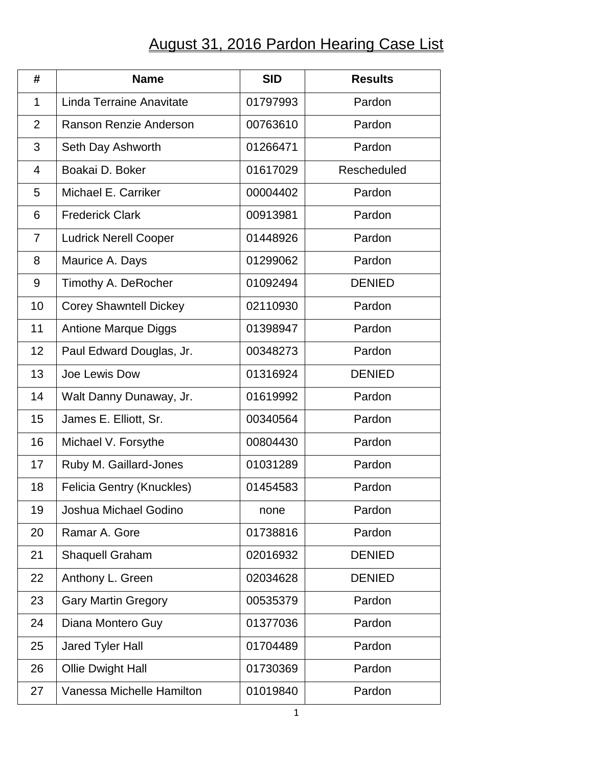# August 31, 2016 Pardon Hearing Case List

| # | Name | SID | Results |
|---|---|---|---|
| 1 | Linda Terraine Anavitate | 01797993 | Pardon |
| 2 | Ranson Renzie Anderson | 00763610 | Pardon |
| 3 | Seth Day Ashworth | 01266471 | Pardon |
| 4 | Boakai D. Boker | 01617029 | Rescheduled |
| 5 | Michael E. Carriker | 00004402 | Pardon |
| 6 | Frederick Clark | 00913981 | Pardon |
| 7 | Ludrick Nerell Cooper | 01448926 | Pardon |
| 8 | Maurice A. Days | 01299062 | Pardon |
| 9 | Timothy A. DeRocher | 01092494 | DENIED |
| 10 | Corey Shawntell Dickey | 02110930 | Pardon |
| 11 | Antione Marque Diggs | 01398947 | Pardon |
| 12 | Paul Edward Douglas, Jr. | 00348273 | Pardon |
| 13 | Joe Lewis Dow | 01316924 | DENIED |
| 14 | Walt Danny Dunaway, Jr. | 01619992 | Pardon |
| 15 | James E. Elliott, Sr. | 00340564 | Pardon |
| 16 | Michael V. Forsythe | 00804430 | Pardon |
| 17 | Ruby M. Gaillard-Jones | 01031289 | Pardon |
| 18 | Felicia Gentry (Knuckles) | 01454583 | Pardon |
| 19 | Joshua Michael Godino | none | Pardon |
| 20 | Ramar A. Gore | 01738816 | Pardon |
| 21 | Shaquell Graham | 02016932 | DENIED |
| 22 | Anthony L. Green | 02034628 | DENIED |
| 23 | Gary Martin Gregory | 00535379 | Pardon |
| 24 | Diana Montero Guy | 01377036 | Pardon |
| 25 | Jared Tyler Hall | 01704489 | Pardon |
| 26 | Ollie Dwight Hall | 01730369 | Pardon |
| 27 | Vanessa Michelle Hamilton | 01019840 | Pardon |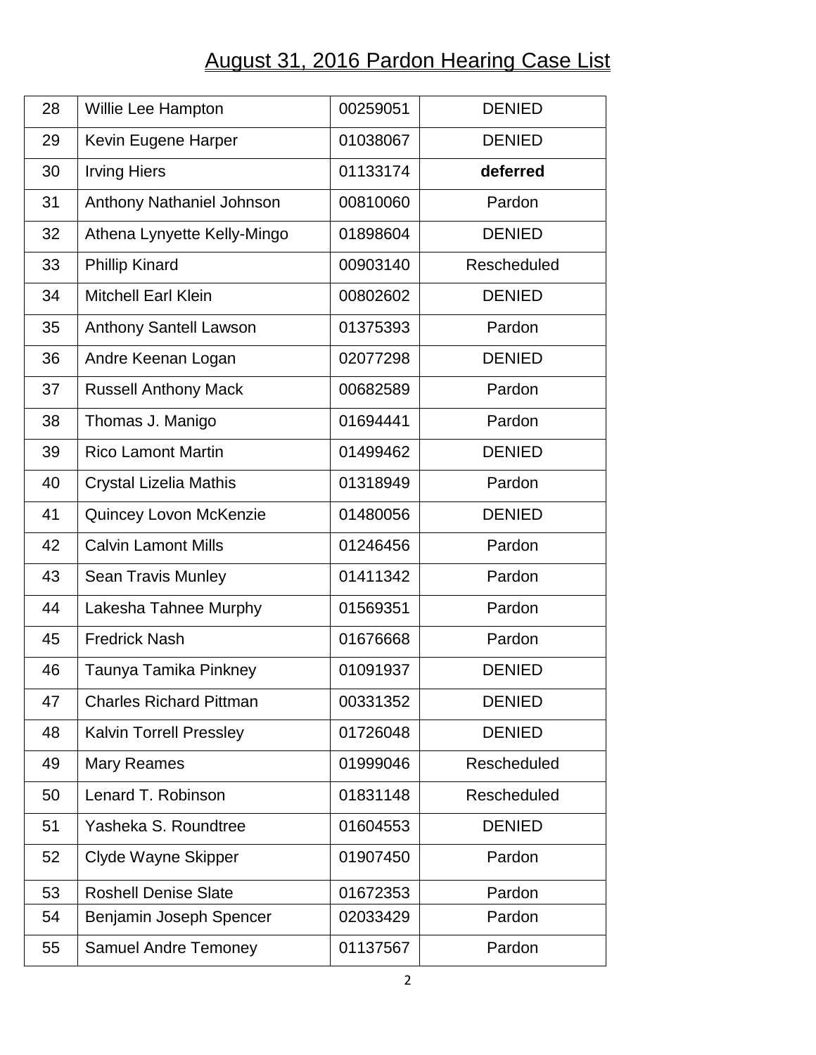# August 31, 2016 Pardon Hearing Case List

| | | | |
|---|---|---|---|
| 28 | Willie Lee Hampton | 00259051 | DENIED |
| 29 | Kevin Eugene Harper | 01038067 | DENIED |
| 30 | Irving Hiers | 01133174 | **deferred** |
| 31 | Anthony Nathaniel Johnson | 00810060 | Pardon |
| 32 | Athena Lynyette Kelly-Mingo | 01898604 | DENIED |
| 33 | Phillip Kinard | 00903140 | Rescheduled |
| 34 | Mitchell Earl Klein | 00802602 | DENIED |
| 35 | Anthony Santell Lawson | 01375393 | Pardon |
| 36 | Andre Keenan Logan | 02077298 | DENIED |
| 37 | Russell Anthony Mack | 00682589 | Pardon |
| 38 | Thomas J. Manigo | 01694441 | Pardon |
| 39 | Rico Lamont Martin | 01499462 | DENIED |
| 40 | Crystal Lizelia Mathis | 01318949 | Pardon |
| 41 | Quincey Lovon McKenzie | 01480056 | DENIED |
| 42 | Calvin Lamont Mills | 01246456 | Pardon |
| 43 | Sean Travis Munley | 01411342 | Pardon |
| 44 | Lakesha Tahnee Murphy | 01569351 | Pardon |
| 45 | Fredrick Nash | 01676668 | Pardon |
| 46 | Taunya Tamika Pinkney | 01091937 | DENIED |
| 47 | Charles Richard Pittman | 00331352 | DENIED |
| 48 | Kalvin Torrell Pressley | 01726048 | DENIED |
| 49 | Mary Reames | 01999046 | Rescheduled |
| 50 | Lenard T. Robinson | 01831148 | Rescheduled |
| 51 | Yasheka S. Roundtree | 01604553 | DENIED |
| 52 | Clyde Wayne Skipper | 01907450 | Pardon |
| 53 | Roshell Denise Slate | 01672353 | Pardon |
| 54 | Benjamin Joseph Spencer | 02033429 | Pardon |
| 55 | Samuel Andre Temoney | 01137567 | Pardon |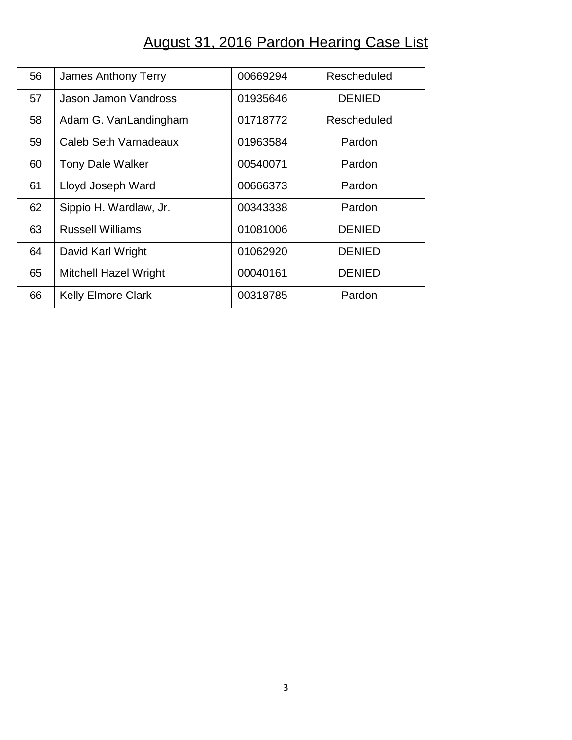# August 31, 2016 Pardon Hearing Case List

| | | | |
|---|---|---|---|
| 56 | James Anthony Terry | 00669294 | Rescheduled |
| 57 | Jason Jamon Vandross | 01935646 | DENIED |
| 58 | Adam G. VanLandingham | 01718772 | Rescheduled |
| 59 | Caleb Seth Varnadeaux | 01963584 | Pardon |
| 60 | Tony Dale Walker | 00540071 | Pardon |
| 61 | Lloyd Joseph Ward | 00666373 | Pardon |
| 62 | Sippio H. Wardlaw, Jr. | 00343338 | Pardon |
| 63 | Russell Williams | 01081006 | DENIED |
| 64 | David Karl Wright | 01062920 | DENIED |
| 65 | Mitchell Hazel Wright | 00040161 | DENIED |
| 66 | Kelly Elmore Clark | 00318785 | Pardon |